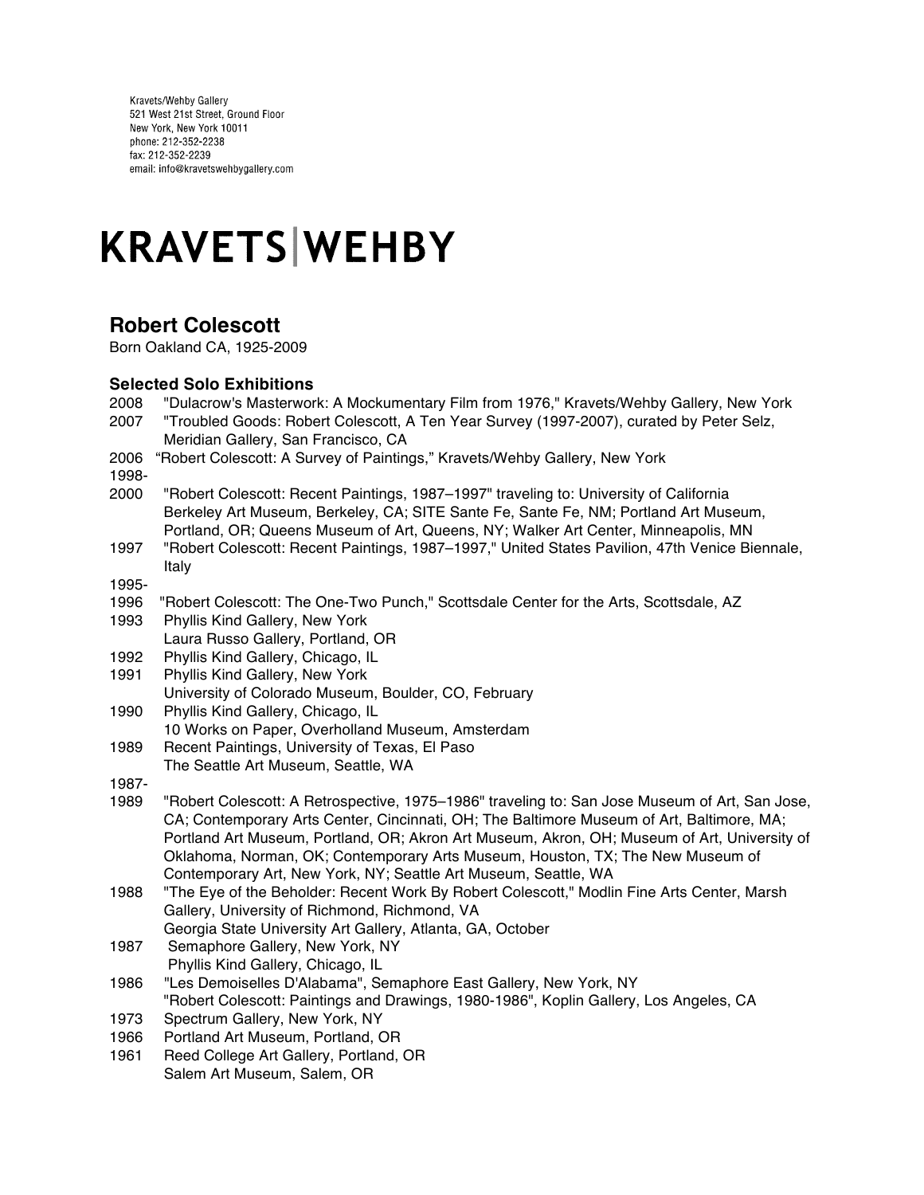Kravets/Wehby Gallery
521 West 21st Street, Ground Floor
New York, New York 10011
phone: 212-352-2238
fax: 212-352-2239
email: info@kravetswehbygallery.com

# KRAVETS|WEHBY

## Robert Colescott

Born Oakland CA, 1925-2009

### Selected Solo Exhibitions

2008 "Dulacrow's Masterwork: A Mockumentary Film from 1976," Kravets/Wehby Gallery, New York

2007 "Troubled Goods: Robert Colescott, A Ten Year Survey (1997-2007), curated by Peter Selz, Meridian Gallery, San Francisco, CA

2006 "Robert Colescott: A Survey of Paintings," Kravets/Wehby Gallery, New York

1998-2000 "Robert Colescott: Recent Paintings, 1987–1997" traveling to: University of California Berkeley Art Museum, Berkeley, CA; SITE Sante Fe, Sante Fe, NM; Portland Art Museum, Portland, OR; Queens Museum of Art, Queens, NY; Walker Art Center, Minneapolis, MN

1997 "Robert Colescott: Recent Paintings, 1987–1997," United States Pavilion, 47th Venice Biennale, Italy

1995-1996 "Robert Colescott: The One-Two Punch," Scottsdale Center for the Arts, Scottsdale, AZ

1993 Phyllis Kind Gallery, New York
Laura Russo Gallery, Portland, OR

1992 Phyllis Kind Gallery, Chicago, IL

1991 Phyllis Kind Gallery, New York
University of Colorado Museum, Boulder, CO, February

1990 Phyllis Kind Gallery, Chicago, IL
10 Works on Paper, Overholland Museum, Amsterdam

1989 Recent Paintings, University of Texas, El Paso
The Seattle Art Museum, Seattle, WA

1987-1989 "Robert Colescott: A Retrospective, 1975–1986" traveling to: San Jose Museum of Art, San Jose, CA; Contemporary Arts Center, Cincinnati, OH; The Baltimore Museum of Art, Baltimore, MA; Portland Art Museum, Portland, OR; Akron Art Museum, Akron, OH; Museum of Art, University of Oklahoma, Norman, OK; Contemporary Arts Museum, Houston, TX; The New Museum of Contemporary Art, New York, NY; Seattle Art Museum, Seattle, WA

1988 "The Eye of the Beholder: Recent Work By Robert Colescott," Modlin Fine Arts Center, Marsh Gallery, University of Richmond, Richmond, VA
Georgia State University Art Gallery, Atlanta, GA, October

1987 Semaphore Gallery, New York, NY
Phyllis Kind Gallery, Chicago, IL

1986 "Les Demoiselles D'Alabama", Semaphore East Gallery, New York, NY
"Robert Colescott: Paintings and Drawings, 1980-1986", Koplin Gallery, Los Angeles, CA

1973 Spectrum Gallery, New York, NY

1966 Portland Art Museum, Portland, OR

1961 Reed College Art Gallery, Portland, OR
Salem Art Museum, Salem, OR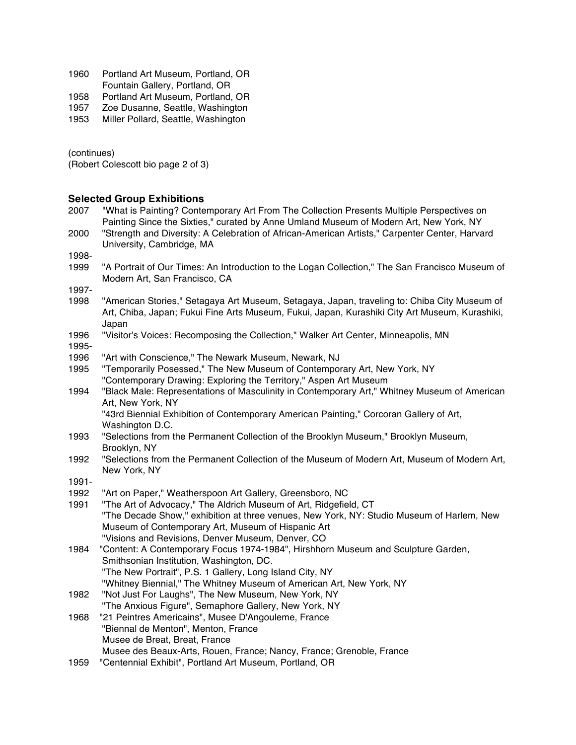1960 Portland Art Museum, Portland, OR
Fountain Gallery, Portland, OR
1958 Portland Art Museum, Portland, OR
1957 Zoe Dusanne, Seattle, Washington
1953 Miller Pollard, Seattle, Washington

(continues)
(Robert Colescott bio page 2 of 3)

### Selected Group Exhibitions

2007 "What is Painting? Contemporary Art From The Collection Presents Multiple Perspectives on Painting Since the Sixties," curated by Anne Umland Museum of Modern Art, New York, NY

2000 "Strength and Diversity: A Celebration of African-American Artists," Carpenter Center, Harvard University, Cambridge, MA

1998-1999 "A Portrait of Our Times: An Introduction to the Logan Collection," The San Francisco Museum of Modern Art, San Francisco, CA

1997-1998 "American Stories," Setagaya Art Museum, Setagaya, Japan, traveling to: Chiba City Museum of Art, Chiba, Japan; Fukui Fine Arts Museum, Fukui, Japan, Kurashiki City Art Museum, Kurashiki, Japan

1996 "Visitor's Voices: Recomposing the Collection," Walker Art Center, Minneapolis, MN

1995-1996 "Art with Conscience," The Newark Museum, Newark, NJ

1995 "Temporarily Posessed," The New Museum of Contemporary Art, New York, NY
"Contemporary Drawing: Exploring the Territory," Aspen Art Museum

1994 "Black Male: Representations of Masculinity in Contemporary Art," Whitney Museum of American Art, New York, NY
"43rd Biennial Exhibition of Contemporary American Painting," Corcoran Gallery of Art, Washington D.C.

1993 "Selections from the Permanent Collection of the Brooklyn Museum," Brooklyn Museum, Brooklyn, NY

1992 "Selections from the Permanent Collection of the Museum of Modern Art, Museum of Modern Art, New York, NY

1991-1992 "Art on Paper," Weatherspoon Art Gallery, Greensboro, NC

1991 "The Art of Advocacy," The Aldrich Museum of Art, Ridgefield, CT
"The Decade Show," exhibition at three venues, New York, NY: Studio Museum of Harlem, New Museum of Contemporary Art, Museum of Hispanic Art
"Visions and Revisions, Denver Museum, Denver, CO

1984 "Content: A Contemporary Focus 1974-1984", Hirshhorn Museum and Sculpture Garden, Smithsonian Institution, Washington, DC.
"The New Portrait", P.S. 1 Gallery, Long Island City, NY
"Whitney Biennial," The Whitney Museum of American Art, New York, NY

1982 "Not Just For Laughs", The New Museum, New York, NY
"The Anxious Figure", Semaphore Gallery, New York, NY

1968 "21 Peintres Americains", Musee D'Angouleme, France
"Biennal de Menton", Menton, France
Musee de Breat, Breat, France
Musee des Beaux-Arts, Rouen, France; Nancy, France; Grenoble, France

1959 "Centennial Exhibit", Portland Art Museum, Portland, OR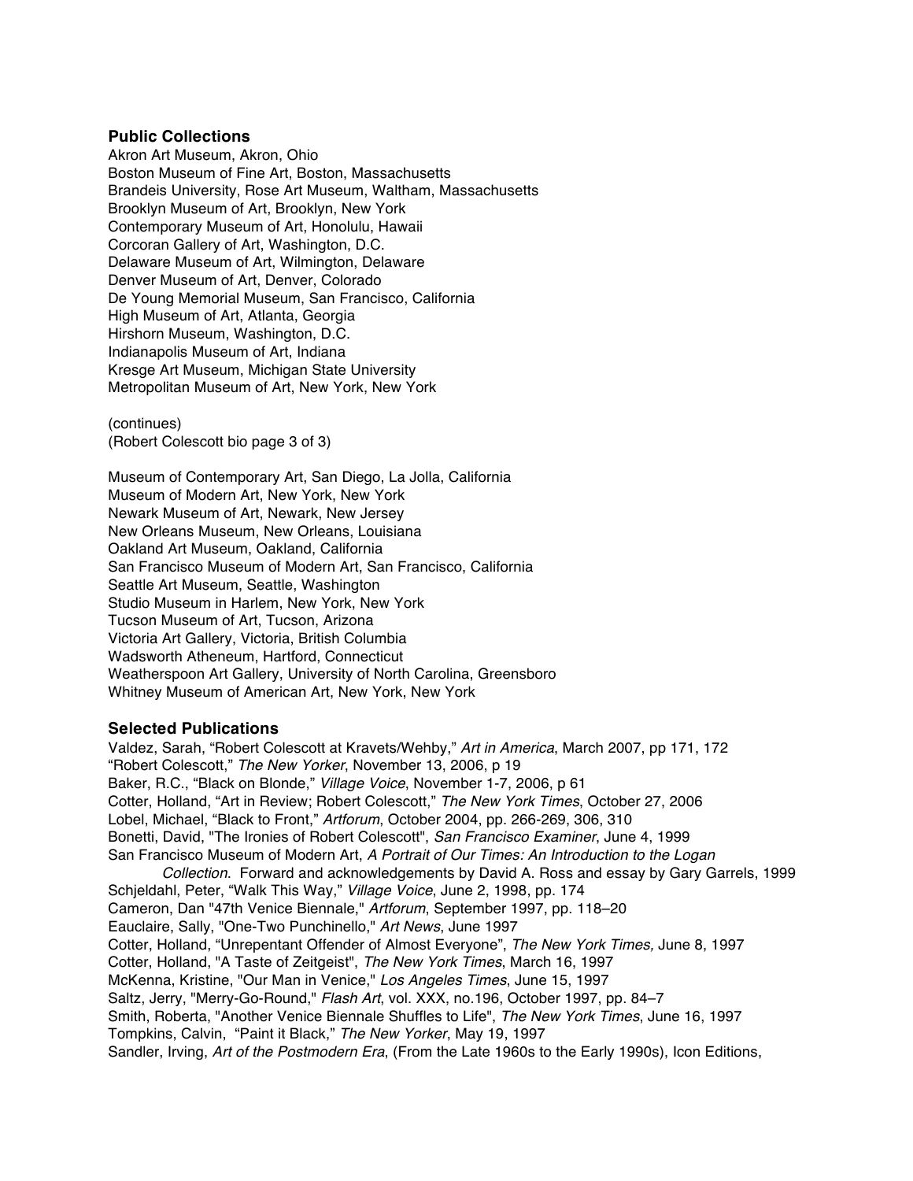## Public Collections

Akron Art Museum, Akron, Ohio
Boston Museum of Fine Art, Boston, Massachusetts
Brandeis University, Rose Art Museum, Waltham, Massachusetts
Brooklyn Museum of Art, Brooklyn, New York
Contemporary Museum of Art, Honolulu, Hawaii
Corcoran Gallery of Art, Washington, D.C.
Delaware Museum of Art, Wilmington, Delaware
Denver Museum of Art, Denver, Colorado
De Young Memorial Museum, San Francisco, California
High Museum of Art, Atlanta, Georgia
Hirshorn Museum, Washington, D.C.
Indianapolis Museum of Art, Indiana
Kresge Art Museum, Michigan State University
Metropolitan Museum of Art, New York, New York

(continues)
(Robert Colescott bio page 3 of 3)

Museum of Contemporary Art, San Diego, La Jolla, California
Museum of Modern Art, New York, New York
Newark Museum of Art, Newark, New Jersey
New Orleans Museum, New Orleans, Louisiana
Oakland Art Museum, Oakland, California
San Francisco Museum of Modern Art, San Francisco, California
Seattle Art Museum, Seattle, Washington
Studio Museum in Harlem, New York, New York
Tucson Museum of Art, Tucson, Arizona
Victoria Art Gallery, Victoria, British Columbia
Wadsworth Atheneum, Hartford, Connecticut
Weatherspoon Art Gallery, University of North Carolina, Greensboro
Whitney Museum of American Art, New York, New York

## Selected Publications

Valdez, Sarah, "Robert Colescott at Kravets/Wehby," *Art in America*, March 2007, pp 171, 172
"Robert Colescott," *The New Yorker*, November 13, 2006, p 19
Baker, R.C., "Black on Blonde," *Village Voice*, November 1-7, 2006, p 61
Cotter, Holland, "Art in Review; Robert Colescott," *The New York Times*, October 27, 2006
Lobel, Michael, "Black to Front," *Artforum*, October 2004, pp. 266-269, 306, 310
Bonetti, David, "The Ironies of Robert Colescott", *San Francisco Examiner*, June 4, 1999
San Francisco Museum of Modern Art, *A Portrait of Our Times: An Introduction to the Logan Collection*. Forward and acknowledgements by David A. Ross and essay by Gary Garrels, 1999
Schjeldahl, Peter, "Walk This Way," *Village Voice*, June 2, 1998, pp. 174
Cameron, Dan "47th Venice Biennale," *Artforum*, September 1997, pp. 118–20
Eauclaire, Sally, "One-Two Punchinello," *Art News*, June 1997
Cotter, Holland, "Unrepentant Offender of Almost Everyone", *The New York Times,* June 8, 1997
Cotter, Holland, "A Taste of Zeitgeist", *The New York Times*, March 16, 1997
McKenna, Kristine, "Our Man in Venice," *Los Angeles Times*, June 15, 1997
Saltz, Jerry, "Merry-Go-Round," *Flash Art*, vol. XXX, no.196, October 1997, pp. 84–7
Smith, Roberta, "Another Venice Biennale Shuffles to Life", *The New York Times*, June 16, 1997
Tompkins, Calvin, "Paint it Black," *The New Yorker*, May 19, 1997
Sandler, Irving, *Art of the Postmodern Era*, (From the Late 1960s to the Early 1990s), Icon Editions,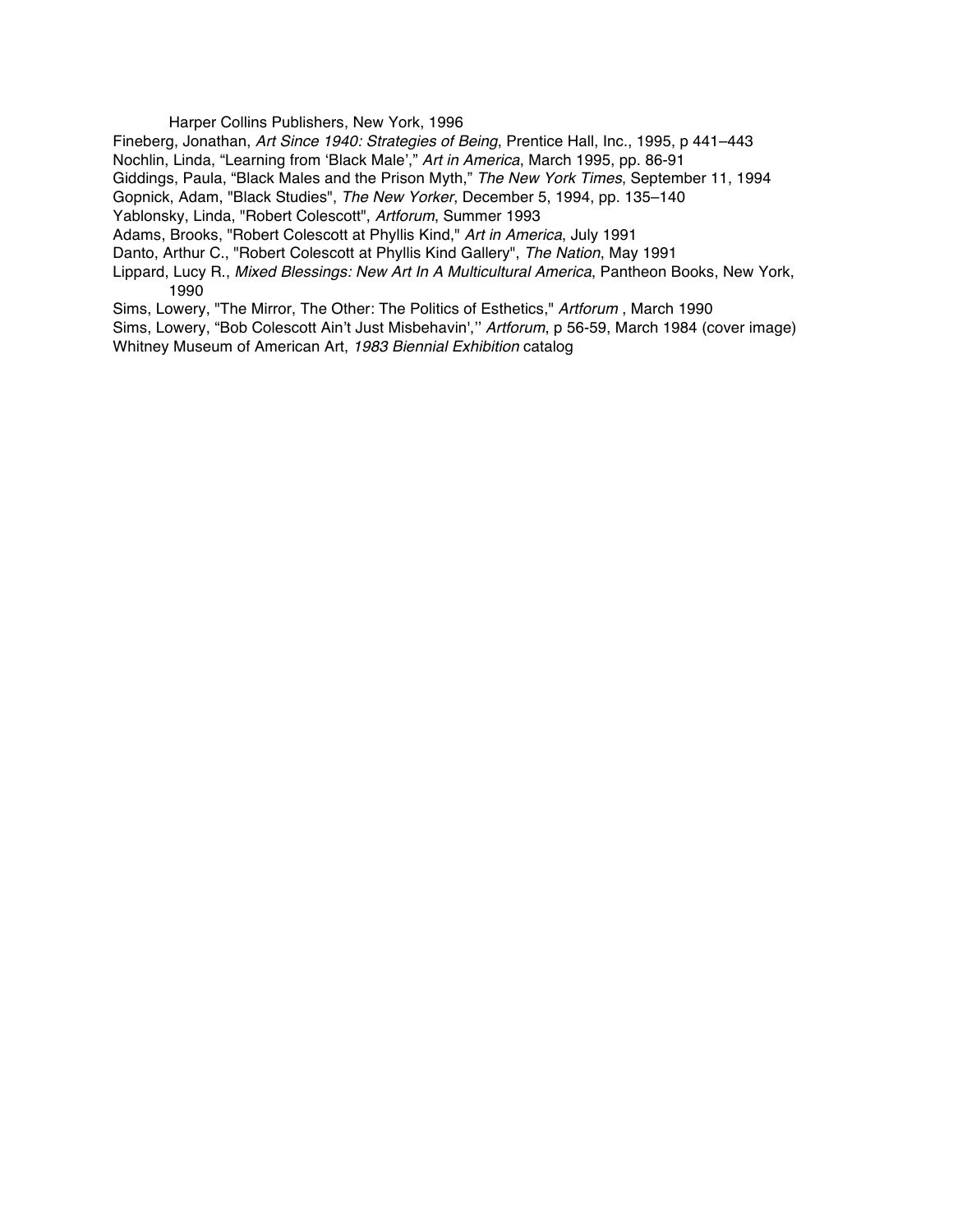Harper Collins Publishers, New York, 1996

Fineberg, Jonathan, *Art Since 1940: Strategies of Being*, Prentice Hall, Inc., 1995, p 441–443

Nochlin, Linda, “Learning from ‘Black Male’,” *Art in America*, March 1995, pp. 86-91

Giddings, Paula, “Black Males and the Prison Myth,” *The New York Times*, September 11, 1994

Gopnick, Adam, "Black Studies", *The New Yorker*, December 5, 1994, pp. 135–140

Yablonsky, Linda, "Robert Colescott", *Artforum*, Summer 1993

Adams, Brooks, "Robert Colescott at Phyllis Kind," *Art in America*, July 1991

Danto, Arthur C., "Robert Colescott at Phyllis Kind Gallery", *The Nation*, May 1991

Lippard, Lucy R., *Mixed Blessings: New Art In A Multicultural America*, Pantheon Books, New York, 1990

Sims, Lowery, "The Mirror, The Other: The Politics of Esthetics," *Artforum* , March 1990

Sims, Lowery, “Bob Colescott Ain’t Just Misbehavin',’’ *Artforum*, p 56-59, March 1984 (cover image)

Whitney Museum of American Art, *1983 Biennial Exhibition* catalog